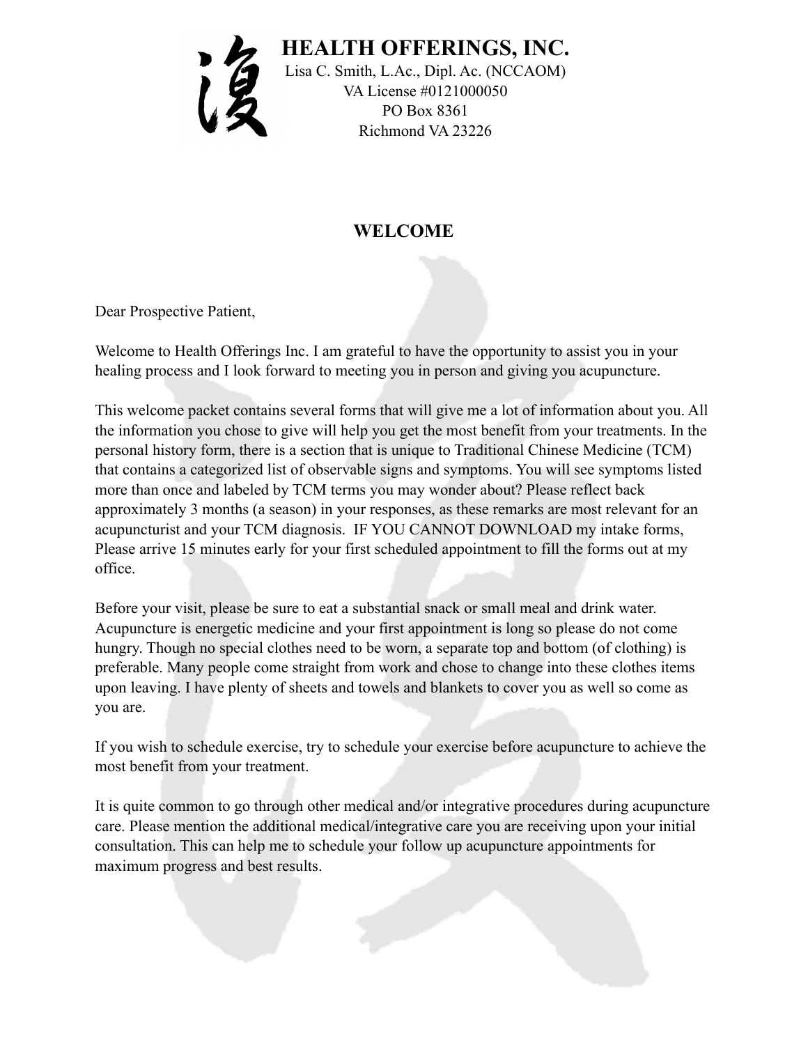# HEALTH OFFERINGS, INC.

Lisa C. Smith, L.Ac., Dipl. Ac. (NCCAOM)
VA License #0121000050
PO Box 8361
Richmond VA 23226

## WELCOME

Dear Prospective Patient,

Welcome to Health Offerings Inc. I am grateful to have the opportunity to assist you in your healing process and I look forward to meeting you in person and giving you acupuncture.

This welcome packet contains several forms that will give me a lot of information about you. All the information you chose to give will help you get the most benefit from your treatments. In the personal history form, there is a section that is unique to Traditional Chinese Medicine (TCM) that contains a categorized list of observable signs and symptoms. You will see symptoms listed more than once and labeled by TCM terms you may wonder about? Please reflect back approximately 3 months (a season) in your responses, as these remarks are most relevant for an acupuncturist and your TCM diagnosis. IF YOU CANNOT DOWNLOAD my intake forms, Please arrive 15 minutes early for your first scheduled appointment to fill the forms out at my office.

Before your visit, please be sure to eat a substantial snack or small meal and drink water. Acupuncture is energetic medicine and your first appointment is long so please do not come hungry. Though no special clothes need to be worn, a separate top and bottom (of clothing) is preferable. Many people come straight from work and chose to change into these clothes items upon leaving. I have plenty of sheets and towels and blankets to cover you as well so come as you are.

If you wish to schedule exercise, try to schedule your exercise before acupuncture to achieve the most benefit from your treatment.

It is quite common to go through other medical and/or integrative procedures during acupuncture care. Please mention the additional medical/integrative care you are receiving upon your initial consultation. This can help me to schedule your follow up acupuncture appointments for maximum progress and best results.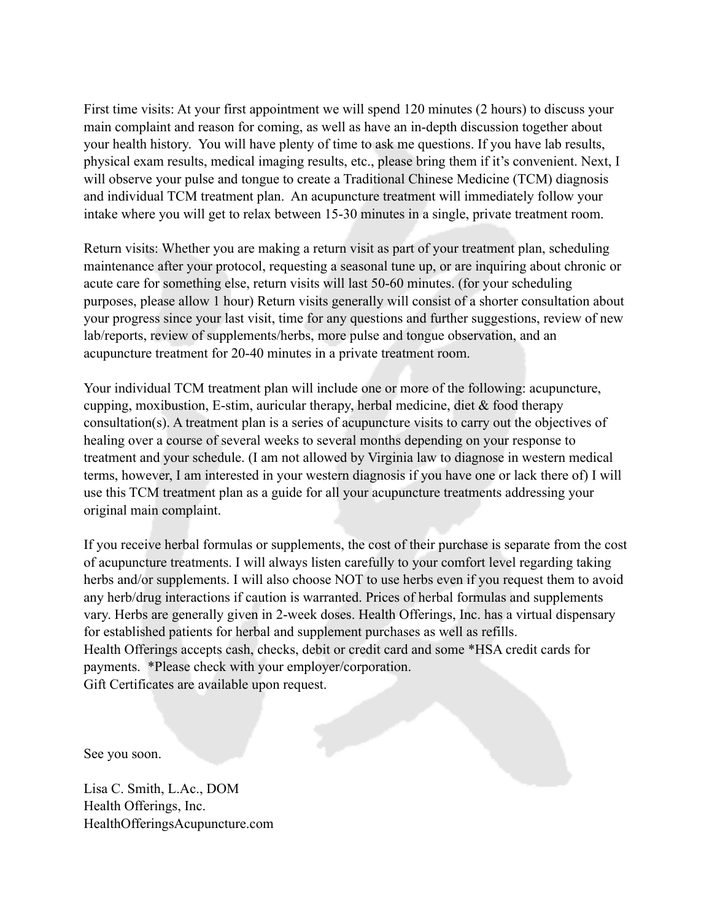First time visits: At your first appointment we will spend 120 minutes (2 hours) to discuss your main complaint and reason for coming, as well as have an in-depth discussion together about your health history. You will have plenty of time to ask me questions. If you have lab results, physical exam results, medical imaging results, etc., please bring them if it's convenient. Next, I will observe your pulse and tongue to create a Traditional Chinese Medicine (TCM) diagnosis and individual TCM treatment plan. An acupuncture treatment will immediately follow your intake where you will get to relax between 15-30 minutes in a single, private treatment room.

Return visits: Whether you are making a return visit as part of your treatment plan, scheduling maintenance after your protocol, requesting a seasonal tune up, or are inquiring about chronic or acute care for something else, return visits will last 50-60 minutes. (for your scheduling purposes, please allow 1 hour) Return visits generally will consist of a shorter consultation about your progress since your last visit, time for any questions and further suggestions, review of new lab/reports, review of supplements/herbs, more pulse and tongue observation, and an acupuncture treatment for 20-40 minutes in a private treatment room.

Your individual TCM treatment plan will include one or more of the following: acupuncture, cupping, moxibustion, E-stim, auricular therapy, herbal medicine, diet & food therapy consultation(s). A treatment plan is a series of acupuncture visits to carry out the objectives of healing over a course of several weeks to several months depending on your response to treatment and your schedule. (I am not allowed by Virginia law to diagnose in western medical terms, however, I am interested in your western diagnosis if you have one or lack there of) I will use this TCM treatment plan as a guide for all your acupuncture treatments addressing your original main complaint.

If you receive herbal formulas or supplements, the cost of their purchase is separate from the cost of acupuncture treatments. I will always listen carefully to your comfort level regarding taking herbs and/or supplements. I will also choose NOT to use herbs even if you request them to avoid any herb/drug interactions if caution is warranted. Prices of herbal formulas and supplements vary. Herbs are generally given in 2-week doses. Health Offerings, Inc. has a virtual dispensary for established patients for herbal and supplement purchases as well as refills.
Health Offerings accepts cash, checks, debit or credit card and some *HSA credit cards for payments. *Please check with your employer/corporation.
Gift Certificates are available upon request.

See you soon.

Lisa C. Smith, L.Ac., DOM
Health Offerings, Inc.
HealthOfferingsAcupuncture.com